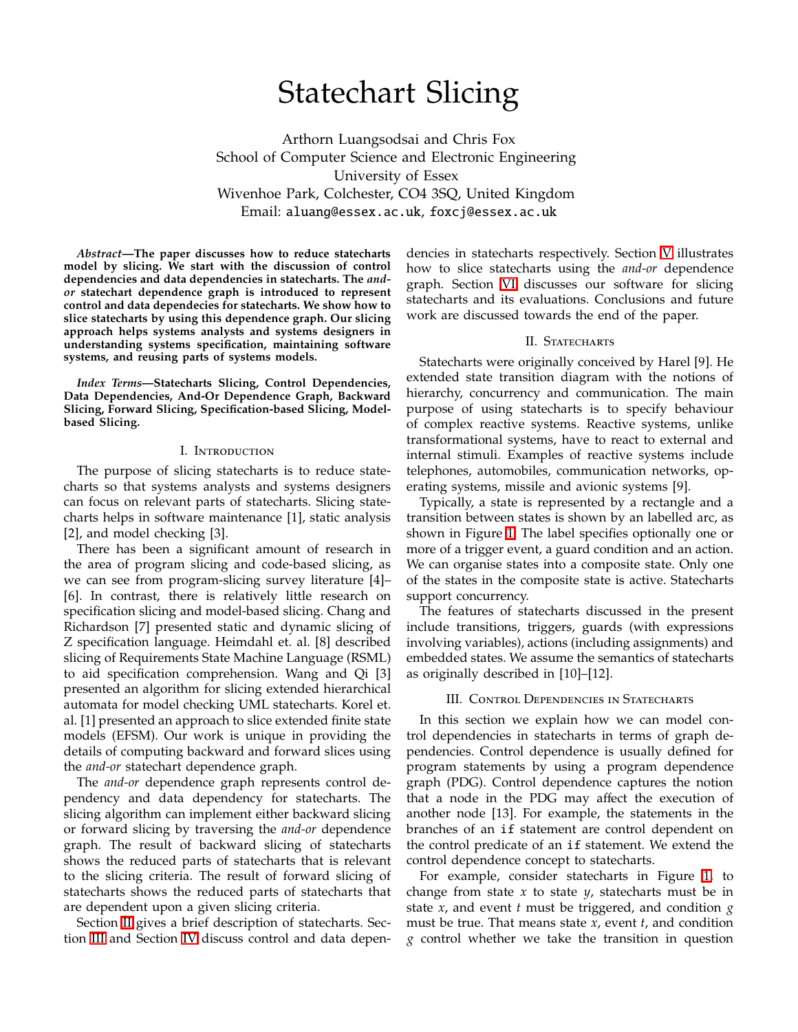# Statechart Slicing

Arthorn Luangsodsai and Chris Fox
School of Computer Science and Electronic Engineering
University of Essex
Wivenhoe Park, Colchester, CO4 3SQ, United Kingdom
Email: aluang@essex.ac.uk, foxcj@essex.ac.uk

***Abstract*—The paper discusses how to reduce statecharts model by slicing. We start with the discussion of control dependencies and data dependencies in statecharts. The *and-or* statechart dependence graph is introduced to represent control and data dependecies for statecharts. We show how to slice statecharts by using this dependence graph. Our slicing approach helps systems analysts and systems designers in understanding systems specification, maintaining software systems, and reusing parts of systems models.**

***Index Terms*—Statecharts Slicing, Control Dependencies, Data Dependencies, And-Or Dependence Graph, Backward Slicing, Forward Slicing, Specification-based Slicing, Model-based Slicing.**

## I. Introduction

The purpose of slicing statecharts is to reduce statecharts so that systems analysts and systems designers can focus on relevant parts of statecharts. Slicing statecharts helps in software maintenance [1], static analysis [2], and model checking [3].

There has been a significant amount of research in the area of program slicing and code-based slicing, as we can see from program-slicing survey literature [4]–[6]. In contrast, there is relatively little research on specification slicing and model-based slicing. Chang and Richardson [7] presented static and dynamic slicing of Z specification language. Heimdahl et. al. [8] described slicing of Requirements State Machine Language (RSML) to aid specification comprehension. Wang and Qi [3] presented an algorithm for slicing extended hierarchical automata for model checking UML statecharts. Korel et. al. [1] presented an approach to slice extended finite state models (EFSM). Our work is unique in providing the details of computing backward and forward slices using the *and-or* statechart dependence graph.

The *and-or* dependence graph represents control dependency and data dependency for statecharts. The slicing algorithm can implement either backward slicing or forward slicing by traversing the *and-or* dependence graph. The result of backward slicing of statecharts shows the reduced parts of statecharts that is relevant to the slicing criteria. The result of forward slicing of statecharts shows the reduced parts of statecharts that are dependent upon a given slicing criteria.

Section II gives a brief description of statecharts. Section III and Section IV discuss control and data dependencies in statecharts respectively. Section V illustrates how to slice statecharts using the *and-or* dependence graph. Section VI discusses our software for slicing statecharts and its evaluations. Conclusions and future work are discussed towards the end of the paper.

## II. Statecharts

Statecharts were originally conceived by Harel [9]. He extended state transition diagram with the notions of hierarchy, concurrency and communication. The main purpose of using statecharts is to specify behaviour of complex reactive systems. Reactive systems, unlike transformational systems, have to react to external and internal stimuli. Examples of reactive systems include telephones, automobiles, communication networks, operating systems, missile and avionic systems [9].

Typically, a state is represented by a rectangle and a transition between states is shown by an labelled arc, as shown in Figure 1. The label specifies optionally one or more of a trigger event, a guard condition and an action. We can organise states into a composite state. Only one of the states in the composite state is active. Statecharts support concurrency.

The features of statecharts discussed in the present include transitions, triggers, guards (with expressions involving variables), actions (including assignments) and embedded states. We assume the semantics of statecharts as originally described in [10]–[12].

## III. Control Dependencies in Statecharts

In this section we explain how we can model control dependencies in statecharts in terms of graph dependencies. Control dependence is usually defined for program statements by using a program dependence graph (PDG). Control dependence captures the notion that a node in the PDG may affect the execution of another node [13]. For example, the statements in the branches of an `if` statement are control dependent on the control predicate of an `if` statement. We extend the control dependence concept to statecharts.

For example, consider statecharts in Figure 1, to change from state $x$ to state $y$, statecharts must be in state $x$, and event $t$ must be triggered, and condition $g$ must be true. That means state $x$, event $t$, and condition $g$ control whether we take the transition in question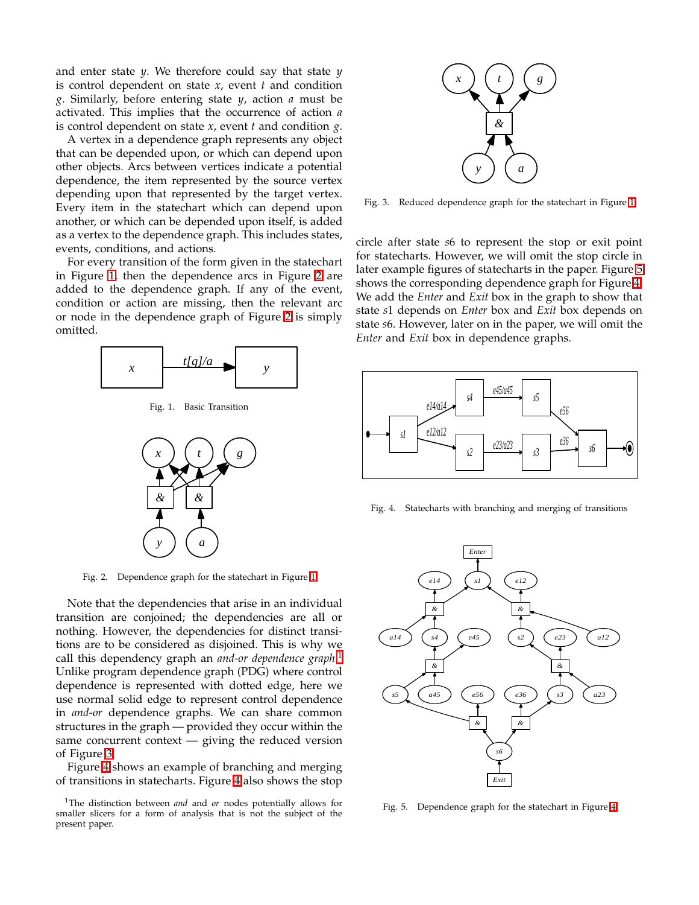and enter state $y$. We therefore could say that state $y$ is control dependent on state $x$, event $t$ and condition $g$. Similarly, before entering state $y$, action $a$ must be activated. This implies that the occurrence of action $a$ is control dependent on state $x$, event $t$ and condition $g$.

A vertex in a dependence graph represents any object that can be depended upon, or which can depend upon other objects. Arcs between vertices indicate a potential dependence, the item represented by the source vertex depending upon that represented by the target vertex. Every item in the statechart which can depend upon another, or which can be depended upon itself, is added as a vertex to the dependence graph. This includes states, events, conditions, and actions.

For every transition of the form given in the statechart in Figure 1, then the dependence arcs in Figure 2 are added to the dependence graph. If any of the event, condition or action are missing, then the relevant arc or node in the dependence graph of Figure 2 is simply omitted.

Fig. 1. Basic Transition

Fig. 2. Dependence graph for the statechart in Figure 1

Note that the dependencies that arise in an individual transition are conjoined; the dependencies are all or nothing. However, the dependencies for distinct transitions are to be considered as disjoined. This is why we call this dependency graph an *and-or dependence graph*.[1] Unlike program dependence graph (PDG) where control dependence is represented with dotted edge, here we use normal solid edge to represent control dependence in *and-or* dependence graphs. We can share common structures in the graph — provided they occur within the same concurrent context — giving the reduced version of Figure 3.

Figure 4 shows an example of branching and merging of transitions in statecharts. Figure 4 also shows the stop circle after state $s6$ to represent the stop or exit point for statecharts. However, we will omit the stop circle in later example figures of statecharts in the paper. Figure 5 shows the corresponding dependence graph for Figure 4. We add the *Enter* and *Exit* box in the graph to show that state $s1$ depends on *Enter* box and *Exit* box depends on state $s6$. However, later on in the paper, we will omit the *Enter* and *Exit* box in dependence graphs.

[1] The distinction between *and* and *or* nodes potentially allows for smaller slicers for a form of analysis that is not the subject of the present paper.

Fig. 3. Reduced dependence graph for the statechart in Figure 1

Fig. 4. Statecharts with branching and merging of transitions

Fig. 5. Dependence graph for the statechart in Figure 4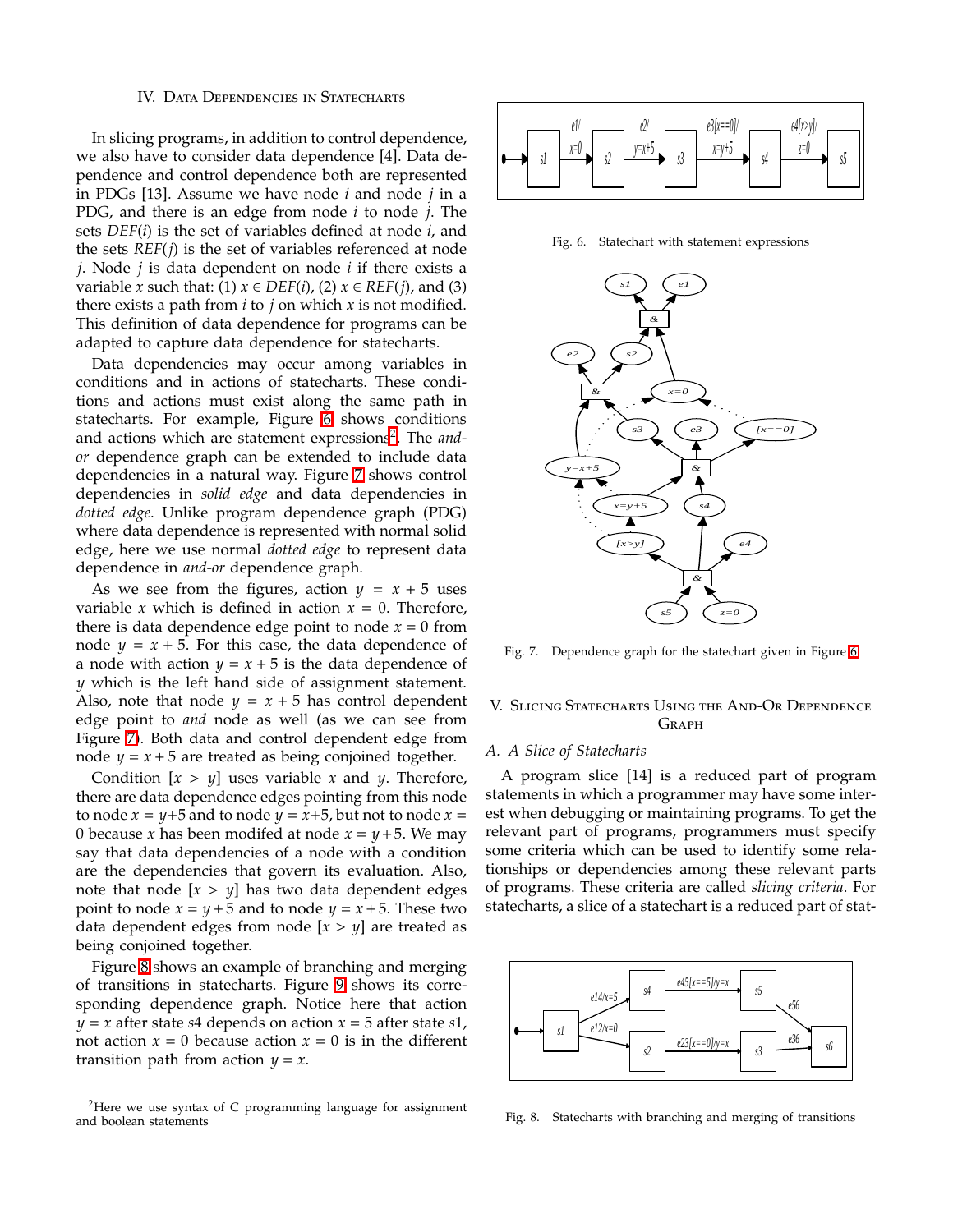## IV. Data Dependencies in Statecharts

In slicing programs, in addition to control dependence, we also have to consider data dependence [4]. Data dependence and control dependence both are represented in PDGs [13]. Assume we have node $i$ and node $j$ in a PDG, and there is an edge from node $i$ to node $j$. The sets $DEF(i)$ is the set of variables defined at node $i$, and the sets $REF(j)$ is the set of variables referenced at node $j$. Node $j$ is data dependent on node $i$ if there exists a variable $x$ such that: (1) $x \in DEF(i)$, (2) $x \in REF(j)$, and (3) there exists a path from $i$ to $j$ on which $x$ is not modified. This definition of data dependence for programs can be adapted to capture data dependence for statecharts.

Data dependencies may occur among variables in conditions and in actions of statecharts. These conditions and actions must exist along the same path in statecharts. For example, Figure 6 shows conditions and actions which are statement expressions[2]. The *and-or* dependence graph can be extended to include data dependencies in a natural way. Figure 7 shows control dependencies in *solid edge* and data dependencies in *dotted edge*. Unlike program dependence graph (PDG) where data dependence is represented with normal solid edge, here we use normal *dotted edge* to represent data dependence in *and-or* dependence graph.

As we see from the figures, action $y = x + 5$ uses variable $x$ which is defined in action $x = 0$. Therefore, there is data dependence edge point to node $x = 0$ from node $y = x + 5$. For this case, the data dependence of a node with action $y = x + 5$ is the data dependence of $y$ which is the left hand side of assignment statement. Also, note that node $y = x + 5$ has control dependent edge point to *and* node as well (as we can see from Figure 7). Both data and control dependent edge from node $y = x + 5$ are treated as being conjoined together.

Condition $[x > y]$ uses variable $x$ and $y$. Therefore, there are data dependence edges pointing from this node to node $x = y+5$ and to node $y = x+5$, but not to node $x = 0$ because $x$ has been modifed at node $x = y+5$. We may say that data dependencies of a node with a condition are the dependencies that govern its evaluation. Also, note that node $[x > y]$ has two data dependent edges point to node $x = y+5$ and to node $y = x+5$. These two data dependent edges from node $[x > y]$ are treated as being conjoined together.

Figure 8 shows an example of branching and merging of transitions in statecharts. Figure 9 shows its corresponding dependence graph. Notice here that action $y = x$ after state $s4$ depends on action $x = 5$ after state $s1$, not action $x = 0$ because action $x = 0$ is in the different transition path from action $y = x$.

[2]Here we use syntax of C programming language for assignment and boolean statements

Fig. 6. Statechart with statement expressions

Fig. 7. Dependence graph for the statechart given in Figure 6

## V. Slicing Statecharts Using the And-Or Dependence Graph

### A. A Slice of Statecharts

A program slice [14] is a reduced part of program statements in which a programmer may have some interest when debugging or maintaining programs. To get the relevant part of programs, programmers must specify some criteria which can be used to identify some relationships or dependencies among these relevant parts of programs. These criteria are called *slicing criteria*. For statecharts, a slice of a statechart is a reduced part of stat-

Fig. 8. Statecharts with branching and merging of transitions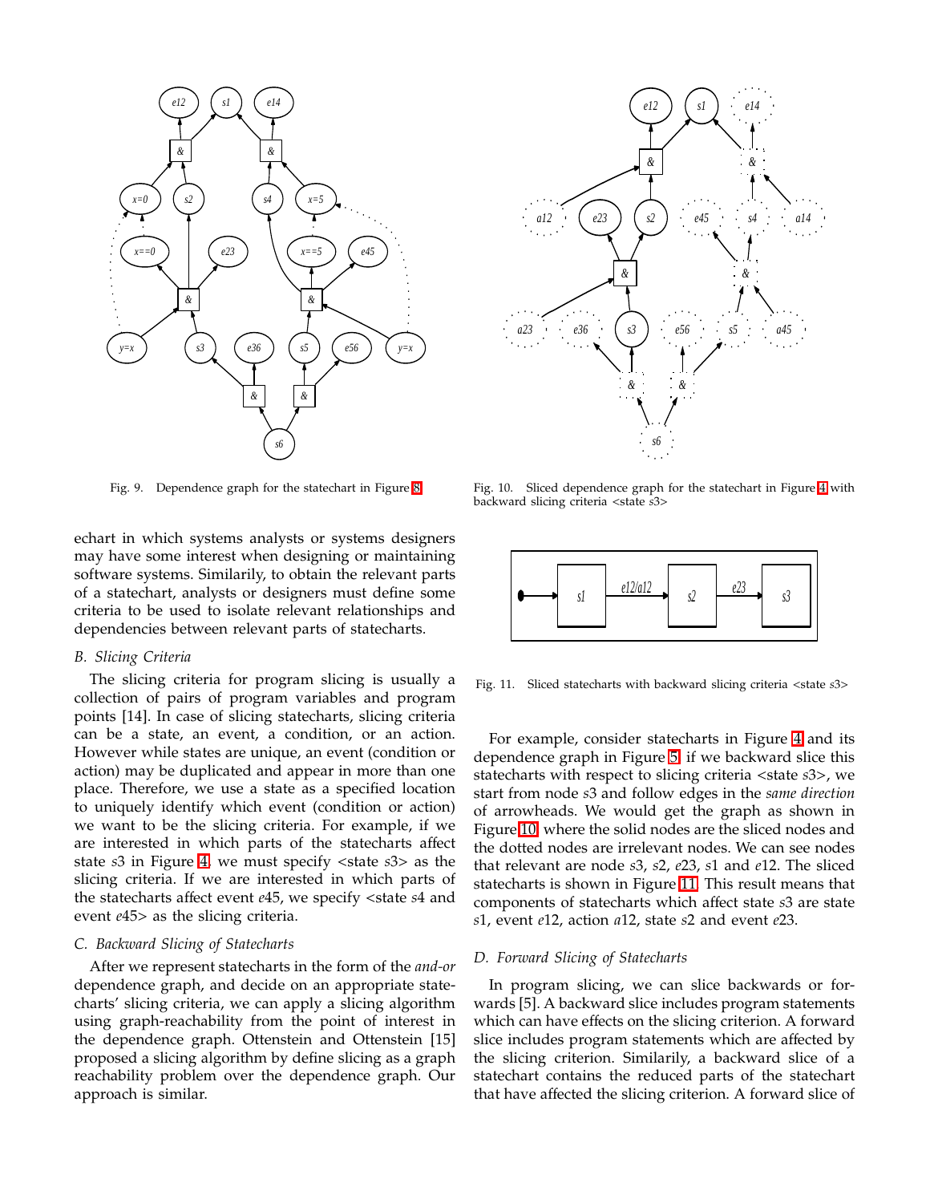Fig. 9. Dependence graph for the statechart in Figure 8

Fig. 10. Sliced dependence graph for the statechart in Figure 4 with backward slicing criteria <state $s3$>

Fig. 11. Sliced statecharts with backward slicing criteria <state $s3$>

echart in which systems analysts or systems designers may have some interest when designing or maintaining software systems. Similarly, to obtain the relevant parts of a statechart, analysts or designers must define some criteria to be used to isolate relevant relationships and dependencies between relevant parts of statecharts.

### B. Slicing Criteria

The slicing criteria for program slicing is usually a collection of pairs of program variables and program points [14]. In case of slicing statecharts, slicing criteria can be a state, an event, a condition, or an action. However while states are unique, an event (condition or action) may be duplicated and appear in more than one place. Therefore, we use a state as a specified location to uniquely identify which event (condition or action) we want to be the slicing criteria. For example, if we are interested in which parts of the statecharts affect state $s3$ in Figure 4, we must specify <state $s3$> as the slicing criteria. If we are interested in which parts of the statecharts affect event $e45$, we specify <state $s4$ and event $e45$> as the slicing criteria.

### C. Backward Slicing of Statecharts

After we represent statecharts in the form of the *and-or* dependence graph, and decide on an appropriate statecharts' slicing criteria, we can apply a slicing algorithm using graph-reachability from the point of interest in the dependence graph. Ottenstein and Ottenstein [15] proposed a slicing algorithm by define slicing as a graph reachability problem over the dependence graph. Our approach is similar.

For example, consider statecharts in Figure 4 and its dependence graph in Figure 5, if we backward slice this statecharts with respect to slicing criteria <state $s3$>, we start from node $s3$ and follow edges in the *same direction* of arrowheads. We would get the graph as shown in Figure 10 where the solid nodes are the sliced nodes and the dotted nodes are irrelevant nodes. We can see nodes that relevant are node $s3$, $s2$, $e23$, $s1$ and $e12$. The sliced statecharts is shown in Figure 11. This result means that components of statecharts which affect state $s3$ are state $s1$, event $e12$, action $a12$, state $s2$ and event $e23$.

### D. Forward Slicing of Statecharts

In program slicing, we can slice backwards or forwards [5]. A backward slice includes program statements which can have effects on the slicing criterion. A forward slice includes program statements which are affected by the slicing criterion. Similarly, a backward slice of a statechart contains the reduced parts of the statechart that have affected the slicing criterion. A forward slice of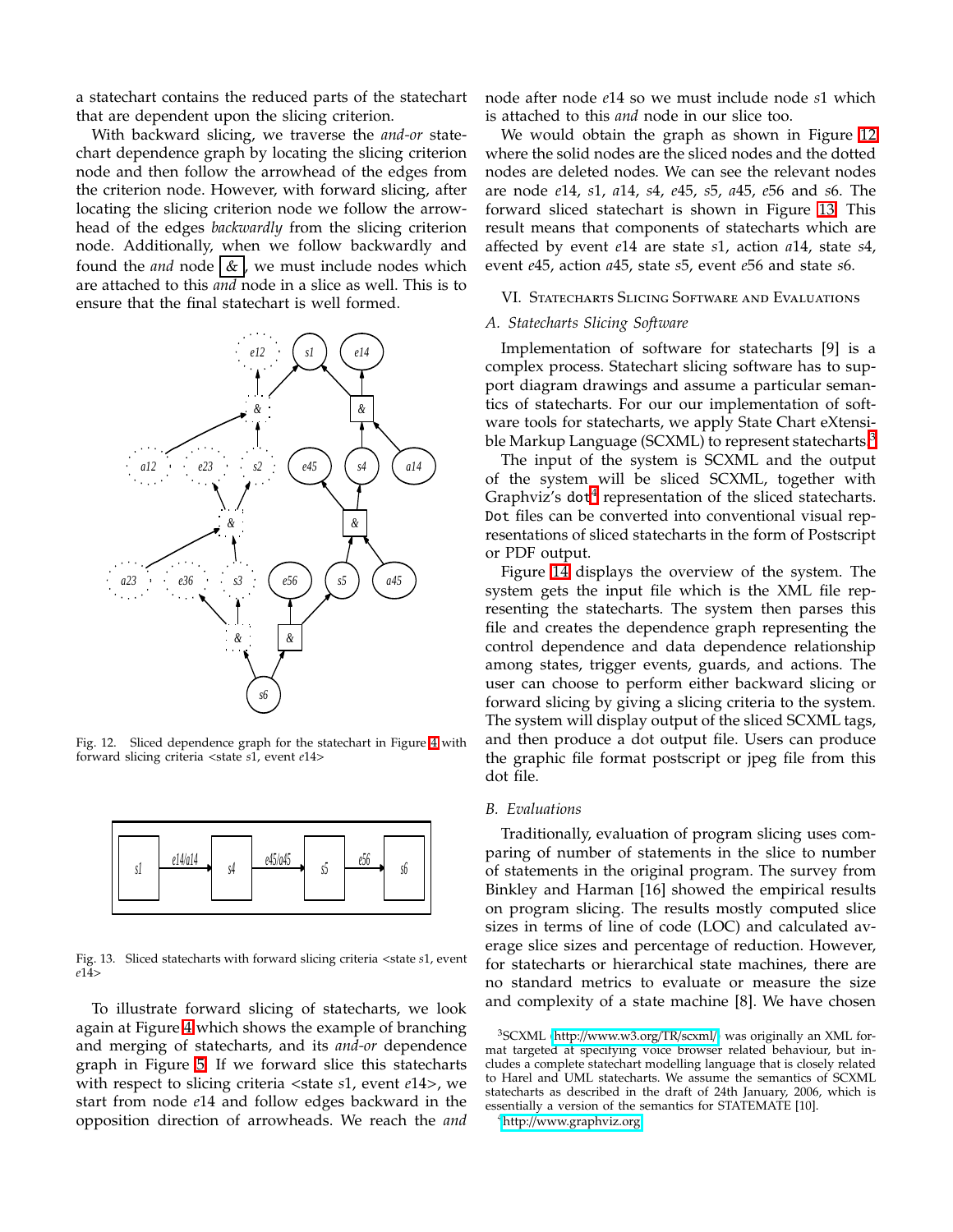a statechart contains the reduced parts of the statechart that are dependent upon the slicing criterion.

With backward slicing, we traverse the *and-or* statechart dependence graph by locating the slicing criterion node and then follow the arrowhead of the edges from the criterion node. However, with forward slicing, after locating the slicing criterion node we follow the arrowhead of the edges *backwardly* from the slicing criterion node. Additionally, when we follow backwardly and found the *and* node &, we must include nodes which are attached to this *and* node in a slice as well. This is to ensure that the final statechart is well formed.

Fig. 12. Sliced dependence graph for the statechart in Figure 4 with forward slicing criteria <state $s1$, event $e14$>

Fig. 13. Sliced statecharts with forward slicing criteria <state $s1$, event $e14$>

To illustrate forward slicing of statecharts, we look again at Figure 4 which shows the example of branching and merging of statecharts, and its *and-or* dependence graph in Figure 5. If we forward slice this statecharts with respect to slicing criteria <state $s1$, event $e14$>, we start from node $e14$ and follow edges backward in the opposition direction of arrowheads. We reach the *and* node after node $e14$ so we must include node $s1$ which is attached to this *and* node in our slice too.

We would obtain the graph as shown in Figure 12 where the solid nodes are the sliced nodes and the dotted nodes are deleted nodes. We can see the relevant nodes are node $e14$, $s1$, $a14$, $s4$, $e45$, $s5$, $a45$, $e56$ and $s6$. The forward sliced statechart is shown in Figure 13. This result means that components of statecharts which are affected by event $e14$ are state $s1$, action $a14$, state $s4$, event $e45$, action $a45$, state $s5$, event $e56$ and state $s6$.

## VI. Statecharts Slicing Software and Evaluations

### A. Statecharts Slicing Software

Implementation of software for statecharts [9] is a complex process. Statechart slicing software has to support diagram drawings and assume a particular semantics of statecharts. For our our implementation of software tools for statecharts, we apply State Chart eXtensible Markup Language (SCXML) to represent statecharts.[3]

The input of the system is SCXML and the output of the system will be sliced SCXML, together with Graphviz's dot[4] representation of the sliced statecharts. Dot files can be converted into conventional visual representations of sliced statecharts in the form of Postscript or PDF output.

Figure 14 displays the overview of the system. The system gets the input file which is the XML file representing the statecharts. The system then parses this file and creates the dependence graph representing the control dependence and data dependence relationship among states, trigger events, guards, and actions. The user can choose to perform either backward slicing or forward slicing by giving a slicing criteria to the system. The system will display output of the sliced SCXML tags, and then produce a dot output file. Users can produce the graphic file format postscript or jpeg file from this dot file.

### B. Evaluations

Traditionally, evaluation of program slicing uses comparing of number of statements in the slice to number of statements in the original program. The survey from Binkley and Harman [16] showed the empirical results on program slicing. The results mostly computed slice sizes in terms of line of code (LOC) and calculated average slice sizes and percentage of reduction. However, for statecharts or hierarchical state machines, there are no standard metrics to evaluate or measure the size and complexity of a state machine [8]. We have chosen

[3]SCXML (http://www.w3.org/TR/scxml/) was originally an XML format targeted at specifying voice browser related behaviour, but includes a complete statechart modelling language that is closely related to Harel and UML statecharts. We assume the semantics of SCXML statecharts as described in the draft of 24th January, 2006, which is essentially a version of the semantics for STATEMATE [10].

[4]http://www.graphviz.org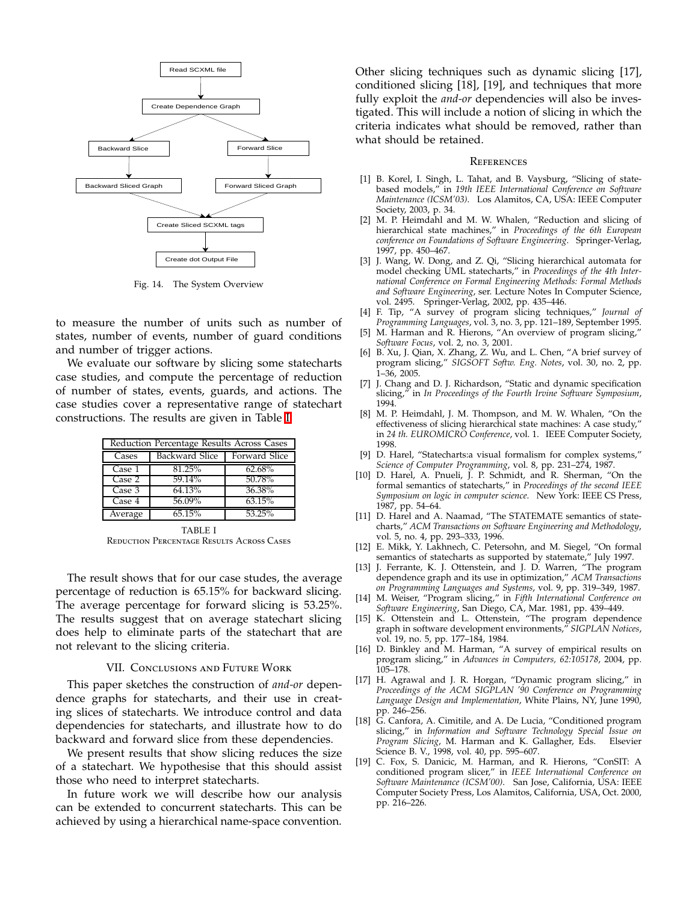Read SCXML file

Create Dependence Graph

Backward Slice

Forward Slice

Backward Sliced Graph

Forward Sliced Graph

Create Sliced SCXML tags

Create dot Output File

Fig. 14. The System Overview

to measure the number of units such as number of states, number of events, number of guard conditions and number of trigger actions.

We evaluate our software by slicing some statecharts case studies, and compute the percentage of reduction of number of states, events, guards, and actions. The case studies cover a representative range of statechart constructions. The results are given in Table I.

| Reduction Percentage Results Across Cases | | |
|---|---|---|
| Cases | Backward Slice | Forward Slice |
| Case 1 | 81.25% | 62.68% |
| Case 2 | 59.14% | 50.78% |
| Case 3 | 64.13% | 36.38% |
| Case 4 | 56.09% | 63.15% |
| Average | 65.15% | 53.25% |

TABLE I
REDUCTION PERCENTAGE RESULTS ACROSS CASES

The result shows that for our case studes, the average percentage of reduction is 65.15% for backward slicing. The average percentage for forward slicing is 53.25%. The results suggest that on average statechart slicing does help to eliminate parts of the statechart that are not relevant to the slicing criteria.

## VII. CONCLUSIONS AND FUTURE WORK

This paper sketches the construction of *and-or* dependence graphs for statecharts, and their use in creating slices of statecharts. We introduce control and data dependencies for statecharts, and illustrate how to do backward and forward slice from these dependencies.

We present results that show slicing reduces the size of a statechart. We hypothesise that this should assist those who need to interpret statecharts.

In future work we will describe how our analysis can be extended to concurrent statecharts. This can be achieved by using a hierarchical name-space convention. Other slicing techniques such as dynamic slicing [17], conditioned slicing [18], [19], and techniques that more fully exploit the *and-or* dependencies will also be investigated. This will include a notion of slicing in which the criteria indicates what should be removed, rather than what should be retained.

## REFERENCES

[1] B. Korel, I. Singh, L. Tahat, and B. Vaysburg, "Slicing of state-based models," in *19th IEEE International Conference on Software Maintenance (ICSM'03)*. Los Alamitos, CA, USA: IEEE Computer Society, 2003, p. 34.

[2] M. P. Heimdahl and M. W. Whalen, "Reduction and slicing of hierarchical state machines," in *Proceedings of the 6th European conference on Foundations of Software Engineering*. Springer-Verlag, 1997, pp. 450–467.

[3] J. Wang, W. Dong, and Z. Qi, "Slicing hierarchical automata for model checking UML statecharts," in *Proceedings of the 4th International Conference on Formal Engineering Methods: Formal Methods and Software Engineering*, ser. Lecture Notes In Computer Science, vol. 2495. Springer-Verlag, 2002, pp. 435–446.

[4] F. Tip, "A survey of program slicing techniques," *Journal of Programming Languages*, vol. 3, no. 3, pp. 121–189, September 1995.

[5] M. Harman and R. Hierons, "An overview of program slicing," *Software Focus*, vol. 2, no. 3, 2001.

[6] B. Xu, J. Qian, X. Zhang, Z. Wu, and L. Chen, "A brief survey of program slicing," *SIGSOFT Softw. Eng. Notes*, vol. 30, no. 2, pp. 1–36, 2005.

[7] J. Chang and D. J. Richardson, "Static and dynamic specification slicing," in *In Proceedings of the Fourth Irvine Software Symposium*, 1994.

[8] M. P. Heimdahl, J. M. Thompson, and M. W. Whalen, "On the effectiveness of slicing hierarchical state machines: A case study," in *24 th. EUROMICRO Conference*, vol. 1. IEEE Computer Society, 1998.

[9] D. Harel, "Statecharts:a visual formalism for complex systems," *Science of Computer Programming*, vol. 8, pp. 231–274, 1987.

[10] D. Harel, A. Pnueli, J. P. Schmidt, and R. Sherman, "On the formal semantics of statecharts," in *Proceedings of the second IEEE Symposium on logic in computer science*. New York: IEEE CS Press, 1987, pp. 54–64.

[11] D. Harel and A. Naamad, "The STATEMATE semantics of statecharts," *ACM Transactions on Software Engineering and Methodology*, vol. 5, no. 4, pp. 293–333, 1996.

[12] E. Mikk, Y. Lakhnech, C. Petersohn, and M. Siegel, "On formal semantics of statecharts as supported by statemate," July 1997.

[13] J. Ferrante, K. J. Ottenstein, and J. D. Warren, "The program dependence graph and its use in optimization," *ACM Transactions on Programming Languages and Systems*, vol. 9, pp. 319–349, 1987.

[14] M. Weiser, "Program slicing," in *Fifth International Conference on Software Engineering*, San Diego, CA, Mar. 1981, pp. 439–449.

[15] K. Ottenstein and L. Ottenstein, "The program dependence graph in software development environments," *SIGPLAN Notices*, vol. 19, no. 5, pp. 177–184, 1984.

[16] D. Binkley and M. Harman, "A survey of empirical results on program slicing," in *Advances in Computers, 62:105178*, 2004, pp. 105–178.

[17] H. Agrawal and J. R. Horgan, "Dynamic program slicing," in *Proceedings of the ACM SIGPLAN '90 Conference on Programming Language Design and Implementation*, White Plains, NY, June 1990, pp. 246–256.

[18] G. Canfora, A. Cimitile, and A. De Lucia, "Conditioned program slicing," in *Information and Software Technology Special Issue on Program Slicing*, M. Harman and K. Gallagher, Eds. Elsevier Science B. V., 1998, vol. 40, pp. 595–607.

[19] C. Fox, S. Danicic, M. Harman, and R. Hierons, "ConSIT: A conditioned program slicer," in *IEEE International Conference on Software Maintenance (ICSM'00)*. San Jose, California, USA: IEEE Computer Society Press, Los Alamitos, California, USA, Oct. 2000, pp. 216–226.